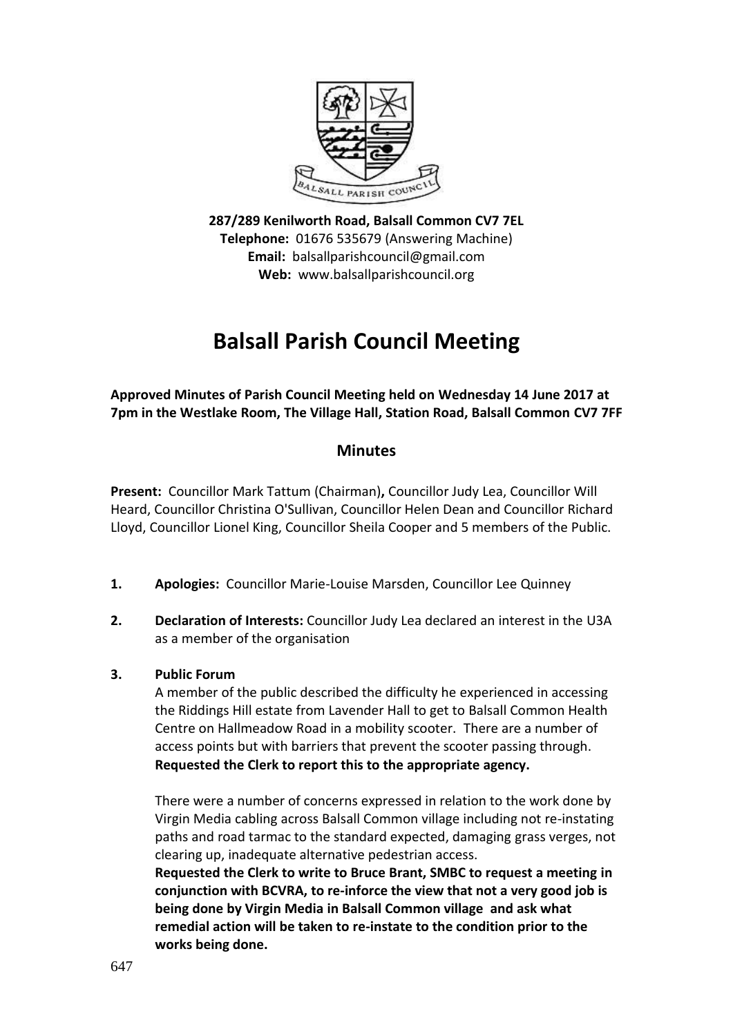**287/289 Kenilworth Road, Balsall Common CV7 7EL**
**Telephone:** 01676 535679 (Answering Machine)
**Email:** balsallparishcouncil@gmail.com
**Web:** www.balsallparishcouncil.org

# Balsall Parish Council Meeting

**Approved Minutes of Parish Council Meeting held on Wednesday 14 June 2017 at 7pm in the Westlake Room, The Village Hall, Station Road, Balsall Common CV7 7FF**

## Minutes

**Present:** Councillor Mark Tattum (Chairman)**,** Councillor Judy Lea, Councillor Will Heard, Councillor Christina O'Sullivan, Councillor Helen Dean and Councillor Richard Lloyd, Councillor Lionel King, Councillor Sheila Cooper and 5 members of the Public.

1. **Apologies:** Councillor Marie-Louise Marsden, Councillor Lee Quinney

2. **Declaration of Interests:** Councillor Judy Lea declared an interest in the U3A as a member of the organisation

3. **Public Forum**

   A member of the public described the difficulty he experienced in accessing the Riddings Hill estate from Lavender Hall to get to Balsall Common Health Centre on Hallmeadow Road in a mobility scooter. There are a number of access points but with barriers that prevent the scooter passing through. **Requested the Clerk to report this to the appropriate agency.**

   There were a number of concerns expressed in relation to the work done by Virgin Media cabling across Balsall Common village including not re-instating paths and road tarmac to the standard expected, damaging grass verges, not clearing up, inadequate alternative pedestrian access.
   **Requested the Clerk to write to Bruce Brant, SMBC to request a meeting in conjunction with BCVRA, to re-inforce the view that not a very good job is being done by Virgin Media in Balsall Common village and ask what remedial action will be taken to re-instate to the condition prior to the works being done.**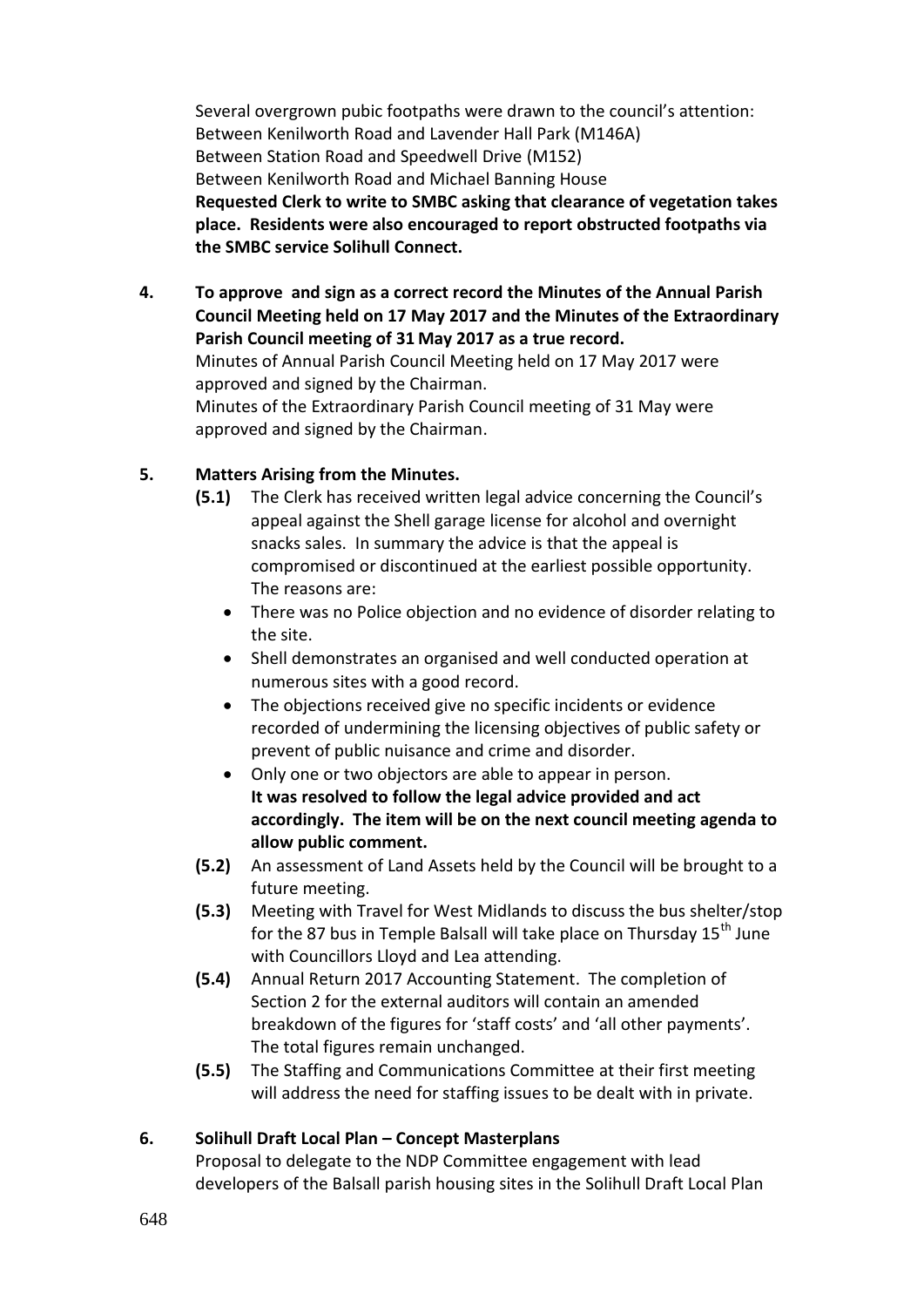Several overgrown pubic footpaths were drawn to the council's attention:
Between Kenilworth Road and Lavender Hall Park (M146A)
Between Station Road and Speedwell Drive (M152)
Between Kenilworth Road and Michael Banning House
**Requested Clerk to write to SMBC asking that clearance of vegetation takes place. Residents were also encouraged to report obstructed footpaths via the SMBC service Solihull Connect.**

**4. To approve and sign as a correct record the Minutes of the Annual Parish Council Meeting held on 17 May 2017 and the Minutes of the Extraordinary Parish Council meeting of 31 May 2017 as a true record.**

Minutes of Annual Parish Council Meeting held on 17 May 2017 were approved and signed by the Chairman.
Minutes of the Extraordinary Parish Council meeting of 31 May were approved and signed by the Chairman.

**5. Matters Arising from the Minutes.**

**(5.1)** The Clerk has received written legal advice concerning the Council's appeal against the Shell garage license for alcohol and overnight snacks sales. In summary the advice is that the appeal is compromised or discontinued at the earliest possible opportunity. The reasons are:

- There was no Police objection and no evidence of disorder relating to the site.
- Shell demonstrates an organised and well conducted operation at numerous sites with a good record.
- The objections received give no specific incidents or evidence recorded of undermining the licensing objectives of public safety or prevent of public nuisance and crime and disorder.
- Only one or two objectors are able to appear in person.

**It was resolved to follow the legal advice provided and act accordingly. The item will be on the next council meeting agenda to allow public comment.**

**(5.2)** An assessment of Land Assets held by the Council will be brought to a future meeting.

**(5.3)** Meeting with Travel for West Midlands to discuss the bus shelter/stop for the 87 bus in Temple Balsall will take place on Thursday 15th June with Councillors Lloyd and Lea attending.

**(5.4)** Annual Return 2017 Accounting Statement. The completion of Section 2 for the external auditors will contain an amended breakdown of the figures for 'staff costs' and 'all other payments'. The total figures remain unchanged.

**(5.5)** The Staffing and Communications Committee at their first meeting will address the need for staffing issues to be dealt with in private.

**6. Solihull Draft Local Plan – Concept Masterplans**

Proposal to delegate to the NDP Committee engagement with lead developers of the Balsall parish housing sites in the Solihull Draft Local Plan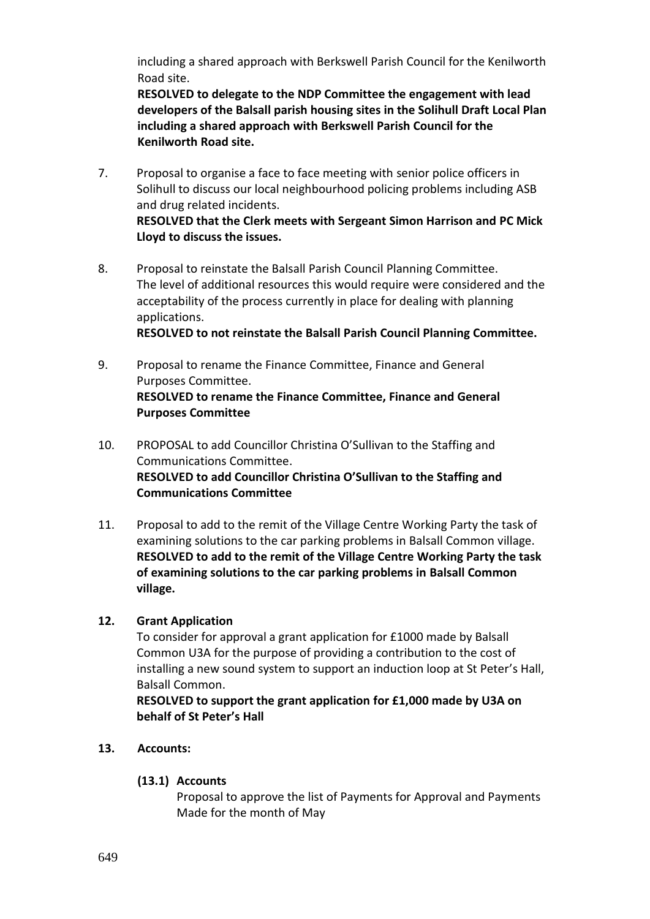including a shared approach with Berkswell Parish Council for the Kenilworth Road site.
**RESOLVED to delegate to the NDP Committee the engagement with lead developers of the Balsall parish housing sites in the Solihull Draft Local Plan including a shared approach with Berkswell Parish Council for the Kenilworth Road site.**

7. Proposal to organise a face to face meeting with senior police officers in Solihull to discuss our local neighbourhood policing problems including ASB and drug related incidents.
**RESOLVED that the Clerk meets with Sergeant Simon Harrison and PC Mick Lloyd to discuss the issues.**

8. Proposal to reinstate the Balsall Parish Council Planning Committee. The level of additional resources this would require were considered and the acceptability of the process currently in place for dealing with planning applications.
**RESOLVED to not reinstate the Balsall Parish Council Planning Committee.**

9. Proposal to rename the Finance Committee, Finance and General Purposes Committee.
**RESOLVED to rename the Finance Committee, Finance and General Purposes Committee**

10. PROPOSAL to add Councillor Christina O'Sullivan to the Staffing and Communications Committee.
**RESOLVED to add Councillor Christina O'Sullivan to the Staffing and Communications Committee**

11. Proposal to add to the remit of the Village Centre Working Party the task of examining solutions to the car parking problems in Balsall Common village.
**RESOLVED to add to the remit of the Village Centre Working Party the task of examining solutions to the car parking problems in Balsall Common village.**

**12. Grant Application**

To consider for approval a grant application for £1000 made by Balsall Common U3A for the purpose of providing a contribution to the cost of installing a new sound system to support an induction loop at St Peter's Hall, Balsall Common.
**RESOLVED to support the grant application for £1,000 made by U3A on behalf of St Peter's Hall**

**13. Accounts:**

**(13.1) Accounts**

Proposal to approve the list of Payments for Approval and Payments Made for the month of May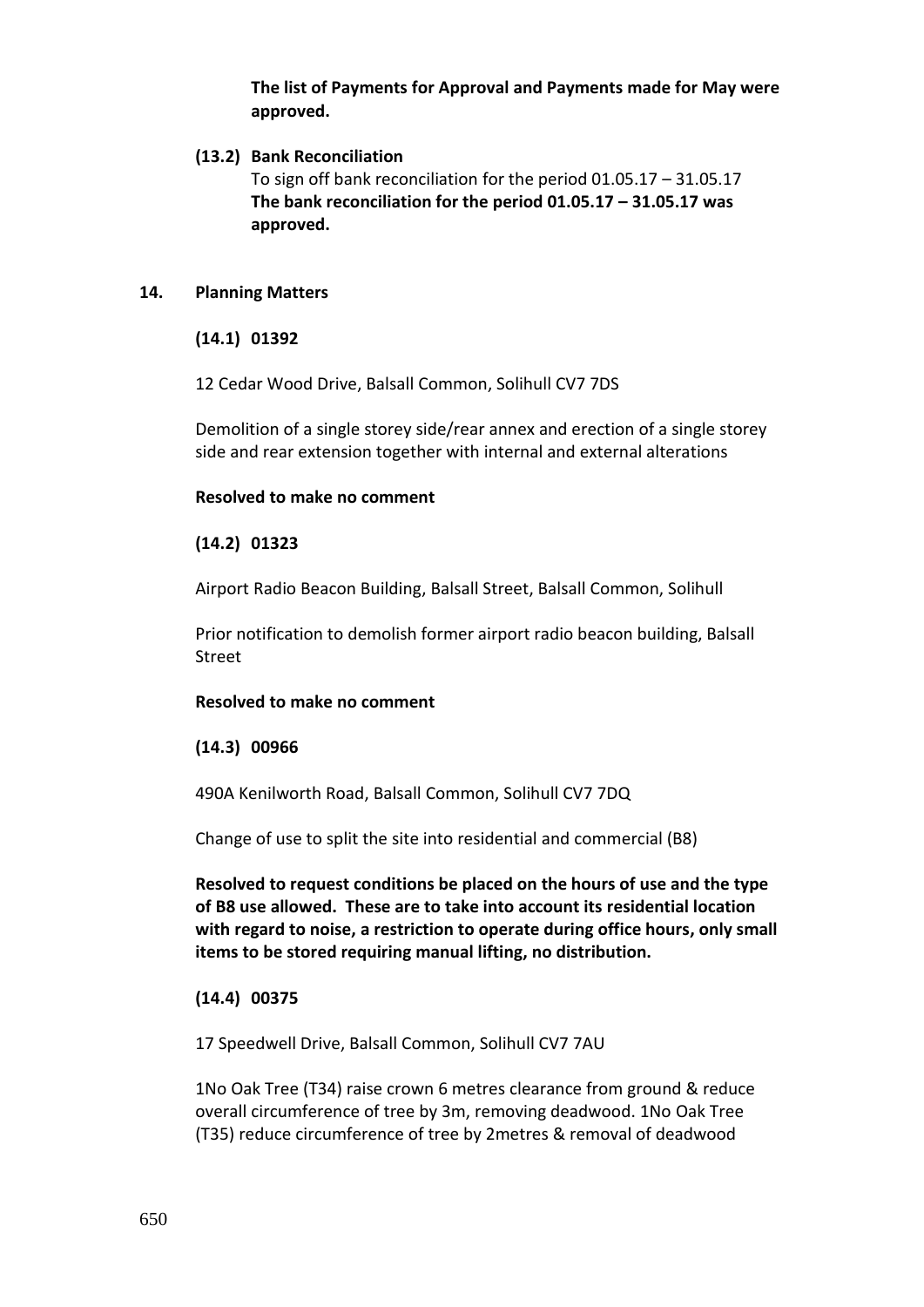**The list of Payments for Approval and Payments made for May were approved.**

**(13.2) Bank Reconciliation**

To sign off bank reconciliation for the period 01.05.17 – 31.05.17

**The bank reconciliation for the period 01.05.17 – 31.05.17 was approved.**

**14. Planning Matters**

**(14.1) 01392**

12 Cedar Wood Drive, Balsall Common, Solihull CV7 7DS

Demolition of a single storey side/rear annex and erection of a single storey side and rear extension together with internal and external alterations

**Resolved to make no comment**

**(14.2) 01323**

Airport Radio Beacon Building, Balsall Street, Balsall Common, Solihull

Prior notification to demolish former airport radio beacon building, Balsall Street

**Resolved to make no comment**

**(14.3) 00966**

490A Kenilworth Road, Balsall Common, Solihull CV7 7DQ

Change of use to split the site into residential and commercial (B8)

**Resolved to request conditions be placed on the hours of use and the type of B8 use allowed. These are to take into account its residential location with regard to noise, a restriction to operate during office hours, only small items to be stored requiring manual lifting, no distribution.**

**(14.4) 00375**

17 Speedwell Drive, Balsall Common, Solihull CV7 7AU

1No Oak Tree (T34) raise crown 6 metres clearance from ground & reduce overall circumference of tree by 3m, removing deadwood. 1No Oak Tree (T35) reduce circumference of tree by 2metres & removal of deadwood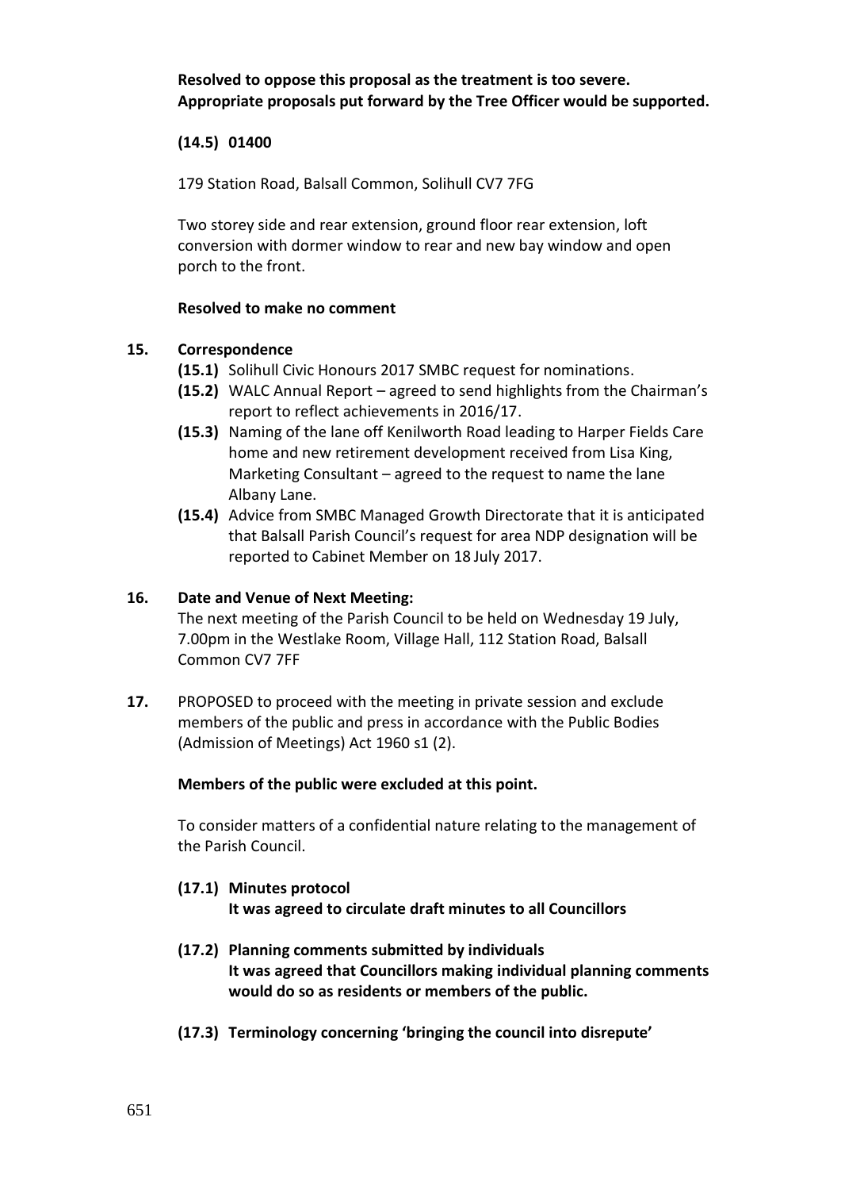**Resolved to oppose this proposal as the treatment is too severe. Appropriate proposals put forward by the Tree Officer would be supported.**

**(14.5) 01400**

179 Station Road, Balsall Common, Solihull CV7 7FG

Two storey side and rear extension, ground floor rear extension, loft conversion with dormer window to rear and new bay window and open porch to the front.

**Resolved to make no comment**

**15. Correspondence**

- **(15.1)** Solihull Civic Honours 2017 SMBC request for nominations.
- **(15.2)** WALC Annual Report – agreed to send highlights from the Chairman's report to reflect achievements in 2016/17.
- **(15.3)** Naming of the lane off Kenilworth Road leading to Harper Fields Care home and new retirement development received from Lisa King, Marketing Consultant – agreed to the request to name the lane Albany Lane.
- **(15.4)** Advice from SMBC Managed Growth Directorate that it is anticipated that Balsall Parish Council's request for area NDP designation will be reported to Cabinet Member on 18 July 2017.

**16. Date and Venue of Next Meeting:**

The next meeting of the Parish Council to be held on Wednesday 19 July, 7.00pm in the Westlake Room, Village Hall, 112 Station Road, Balsall Common CV7 7FF

**17.** PROPOSED to proceed with the meeting in private session and exclude members of the public and press in accordance with the Public Bodies (Admission of Meetings) Act 1960 s1 (2).

**Members of the public were excluded at this point.**

To consider matters of a confidential nature relating to the management of the Parish Council.

**(17.1) Minutes protocol**
**It was agreed to circulate draft minutes to all Councillors**

**(17.2) Planning comments submitted by individuals**
**It was agreed that Councillors making individual planning comments would do so as residents or members of the public.**

**(17.3) Terminology concerning 'bringing the council into disrepute'**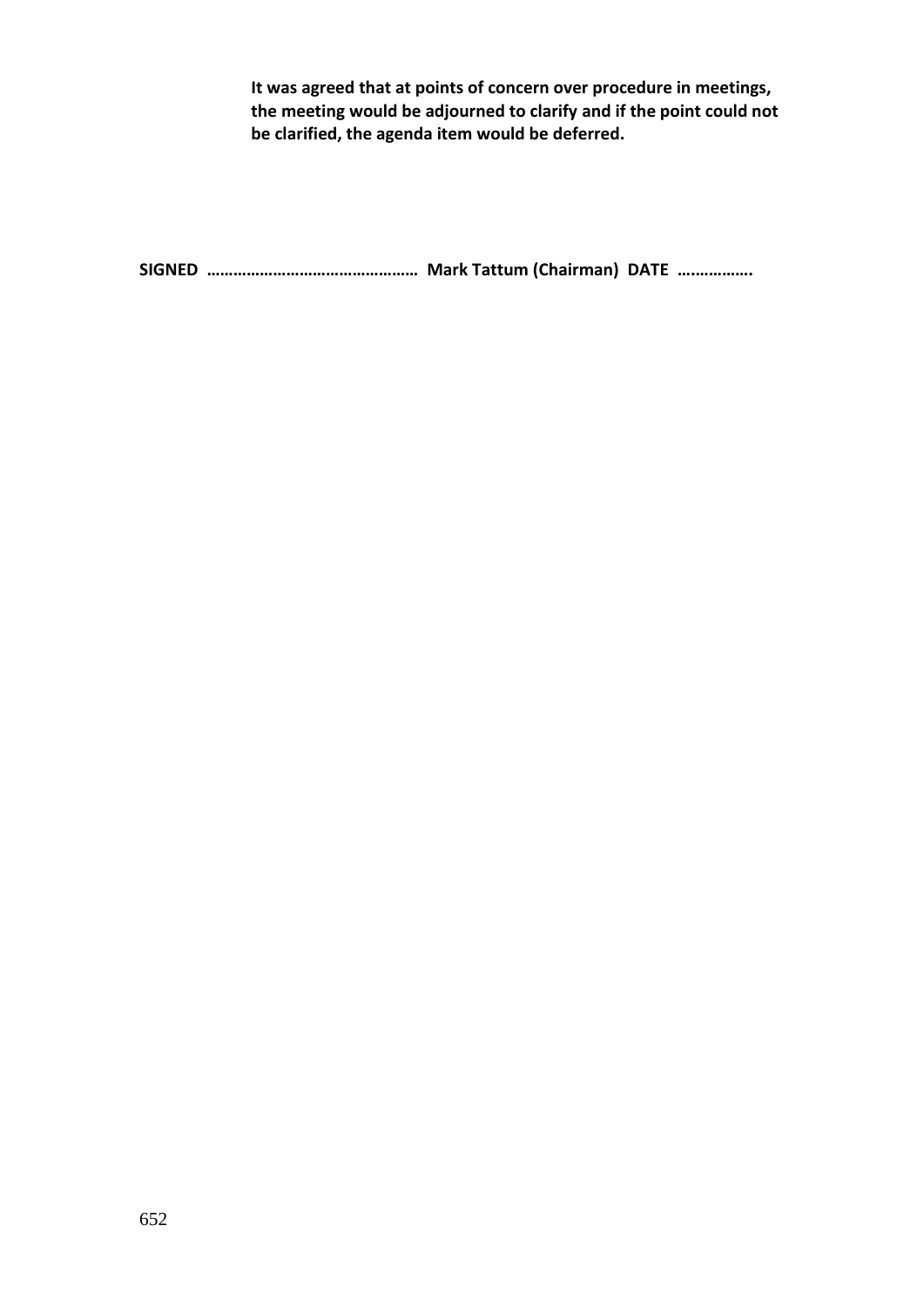**It was agreed that at points of concern over procedure in meetings, the meeting would be adjourned to clarify and if the point could not be clarified, the agenda item would be deferred.**

**SIGNED ……………………………………… Mark Tattum (Chairman) DATE …………….**